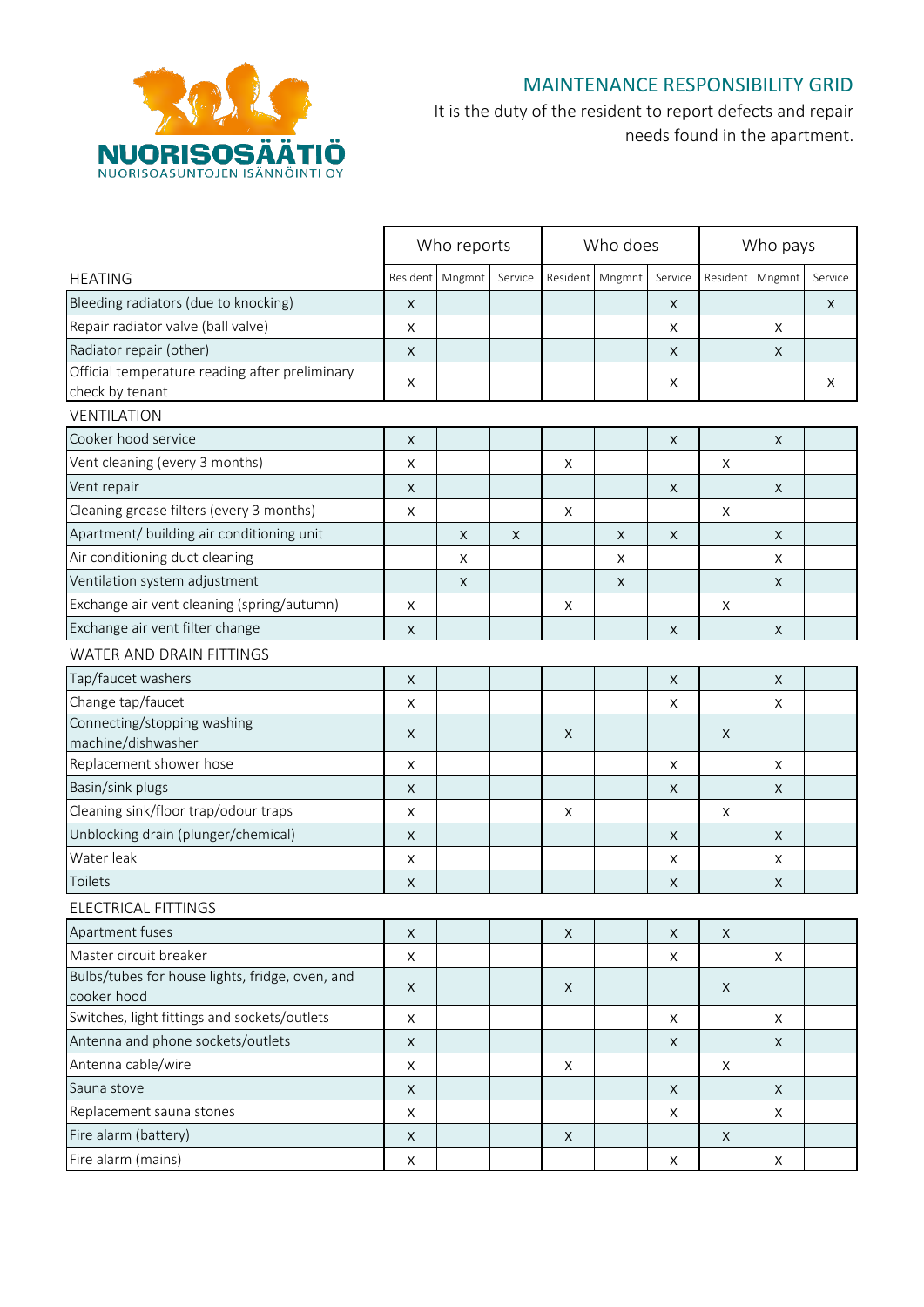NUORISOSÄÄTIÖ
NUORISOASUNTOJEN ISÄNNÖINTI OY

# MAINTENANCE RESPONSIBILITY GRID

It is the duty of the resident to report defects and repair needs found in the apartment.

| | Who reports | | | Who does | | | Who pays | | |
|---|---|---|---|---|---|---|---|---|---|
| | Resident | Mngmnt | Service | Resident | Mngmnt | Service | Resident | Mngmnt | Service |
| **HEATING** | | | | | | | | | |
| Bleeding radiators (due to knocking) | x | | | | | x | | | x |
| Repair radiator valve (ball valve) | x | | | | | x | | x | |
| Radiator repair (other) | x | | | | | x | | x | |
| Official temperature reading after preliminary check by tenant | x | | | | | x | | | x |
| **VENTILATION** | | | | | | | | | |
| Cooker hood service | x | | | | | x | | x | |
| Vent cleaning (every 3 months) | x | | | x | | | x | | |
| Vent repair | x | | | | | x | | x | |
| Cleaning grease filters (every 3 months) | x | | | x | | | x | | |
| Apartment/ building air conditioning unit | | x | x | | x | x | | x | |
| Air conditioning duct cleaning | | x | | | x | | | x | |
| Ventilation system adjustment | | x | | | x | | | x | |
| Exchange air vent cleaning (spring/autumn) | x | | | x | | | x | | |
| Exchange air vent filter change | x | | | | | x | | x | |
| **WATER AND DRAIN FITTINGS** | | | | | | | | | |
| Tap/faucet washers | x | | | | | x | | x | |
| Change tap/faucet | x | | | | | x | | x | |
| Connecting/stopping washing machine/dishwasher | x | | | x | | | x | | |
| Replacement shower hose | x | | | | | x | | x | |
| Basin/sink plugs | x | | | | | x | | x | |
| Cleaning sink/floor trap/odour traps | x | | | x | | | x | | |
| Unblocking drain (plunger/chemical) | x | | | | | x | | x | |
| Water leak | x | | | | | x | | x | |
| Toilets | x | | | | | x | | x | |
| **ELECTRICAL FITTINGS** | | | | | | | | | |
| Apartment fuses | x | | | x | | x | x | | |
| Master circuit breaker | x | | | | | x | | x | |
| Bulbs/tubes for house lights, fridge, oven, and cooker hood | x | | | x | | | x | | |
| Switches, light fittings and sockets/outlets | x | | | | | x | | x | |
| Antenna and phone sockets/outlets | x | | | | | x | | x | |
| Antenna cable/wire | x | | | x | | | x | | |
| Sauna stove | x | | | | | x | | x | |
| Replacement sauna stones | x | | | | | x | | x | |
| Fire alarm (battery) | x | | | x | | | x | | |
| Fire alarm (mains) | x | | | | | x | | x | |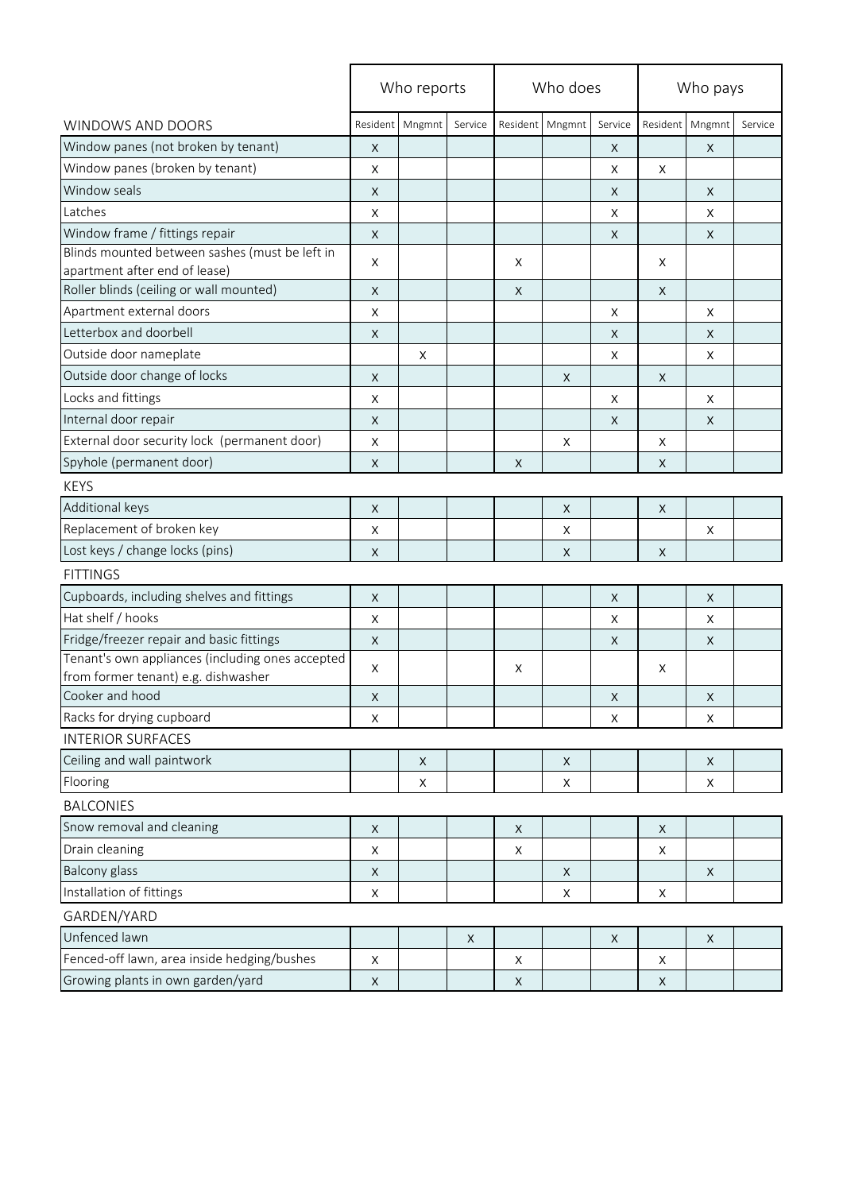| | Who reports | | | Who does | | | Who pays | | |
|---|---|---|---|---|---|---|---|---|---|
| WINDOWS AND DOORS | Resident | Mngmnt | Service | Resident | Mngmnt | Service | Resident | Mngmnt | Service |
| Window panes (not broken by tenant) | X | | | | | X | | X | |
| Window panes (broken by tenant) | X | | | | | X | X | | |
| Window seals | X | | | | | X | | X | |
| Latches | X | | | | | X | | X | |
| Window frame / fittings repair | X | | | | | X | | X | |
| Blinds mounted between sashes (must be left in apartment after end of lease) | X | | | X | | | X | | |
| Roller blinds (ceiling or wall mounted) | X | | | X | | | X | | |
| Apartment external doors | X | | | | | X | | X | |
| Letterbox and doorbell | X | | | | | X | | X | |
| Outside door nameplate | | X | | | | X | | X | |
| Outside door change of locks | X | | | | X | | X | | |
| Locks and fittings | X | | | | | X | | X | |
| Internal door repair | X | | | | | X | | X | |
| External door security lock (permanent door) | X | | | | X | | X | | |
| Spyhole (permanent door) | X | | | X | | | X | | |
| KEYS | | | | | | | | | |
| Additional keys | X | | | | X | | X | | |
| Replacement of broken key | X | | | | X | | | X | |
| Lost keys / change locks (pins) | X | | | | X | | X | | |
| FITTINGS | | | | | | | | | |
| Cupboards, including shelves and fittings | X | | | | | X | | X | |
| Hat shelf / hooks | X | | | | | X | | X | |
| Fridge/freezer repair and basic fittings | X | | | | | X | | X | |
| Tenant's own appliances (including ones accepted from former tenant) e.g. dishwasher | X | | | X | | | X | | |
| Cooker and hood | X | | | | | X | | X | |
| Racks for drying cupboard | X | | | | | X | | X | |
| INTERIOR SURFACES | | | | | | | | | |
| Ceiling and wall paintwork | | X | | | X | | | X | |
| Flooring | | X | | | X | | | X | |
| BALCONIES | | | | | | | | | |
| Snow removal and cleaning | X | | | X | | | X | | |
| Drain cleaning | X | | | X | | | X | | |
| Balcony glass | X | | | | X | | | X | |
| Installation of fittings | X | | | | X | | X | | |
| GARDEN/YARD | | | | | | | | | |
| Unfenced lawn | | | X | | | X | | X | |
| Fenced-off lawn, area inside hedging/bushes | X | | | X | | | X | | |
| Growing plants in own garden/yard | X | | | X | | | X | | |